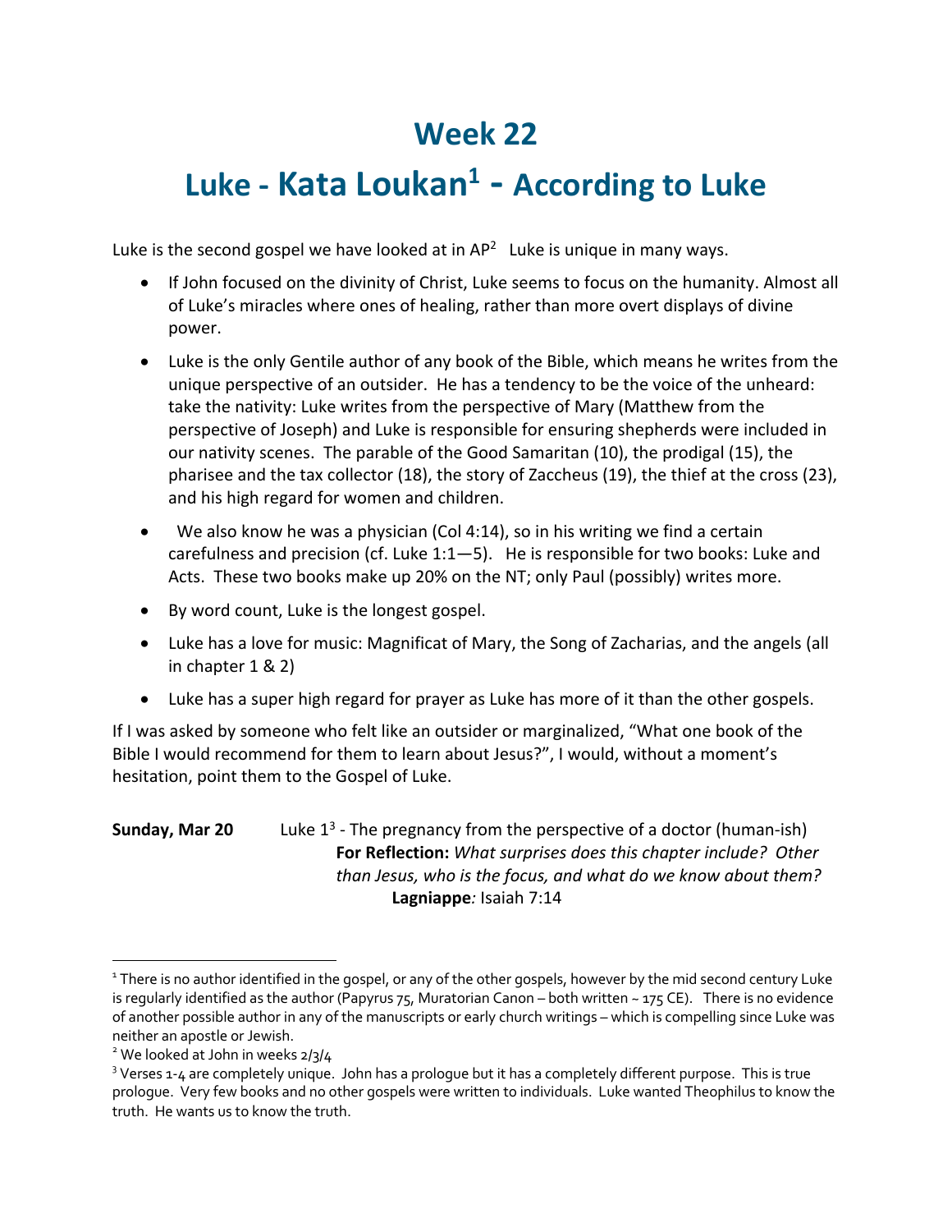# Week 22

# Luke - Kata Loukan[1] - According to Luke

Luke is the second gospel we have looked at in AP[2] Luke is unique in many ways.

- If John focused on the divinity of Christ, Luke seems to focus on the humanity. Almost all of Luke's miracles where ones of healing, rather than more overt displays of divine power.
- Luke is the only Gentile author of any book of the Bible, which means he writes from the unique perspective of an outsider. He has a tendency to be the voice of the unheard: take the nativity: Luke writes from the perspective of Mary (Matthew from the perspective of Joseph) and Luke is responsible for ensuring shepherds were included in our nativity scenes. The parable of the Good Samaritan (10), the prodigal (15), the pharisee and the tax collector (18), the story of Zaccheus (19), the thief at the cross (23), and his high regard for women and children.
- We also know he was a physician (Col 4:14), so in his writing we find a certain carefulness and precision (cf. Luke 1:1—5). He is responsible for two books: Luke and Acts. These two books make up 20% on the NT; only Paul (possibly) writes more.
- By word count, Luke is the longest gospel.
- Luke has a love for music: Magnificat of Mary, the Song of Zacharias, and the angels (all in chapter 1 & 2)
- Luke has a super high regard for prayer as Luke has more of it than the other gospels.

If I was asked by someone who felt like an outsider or marginalized, "What one book of the Bible I would recommend for them to learn about Jesus?", I would, without a moment's hesitation, point them to the Gospel of Luke.

**Sunday, Mar 20** Luke 1[3] - The pregnancy from the perspective of a doctor (human-ish)

**For Reflection:** *What surprises does this chapter include? Other than Jesus, who is the focus, and what do we know about them?*

**Lagniappe***:* Isaiah 7:14

---

[1] There is no author identified in the gospel, or any of the other gospels, however by the mid second century Luke is regularly identified as the author (Papyrus 75, Muratorian Canon – both written ~ 175 CE). There is no evidence of another possible author in any of the manuscripts or early church writings – which is compelling since Luke was neither an apostle or Jewish.

[2] We looked at John in weeks 2/3/4

[3] Verses 1-4 are completely unique. John has a prologue but it has a completely different purpose. This is true prologue. Very few books and no other gospels were written to individuals. Luke wanted Theophilus to know the truth. He wants us to know the truth.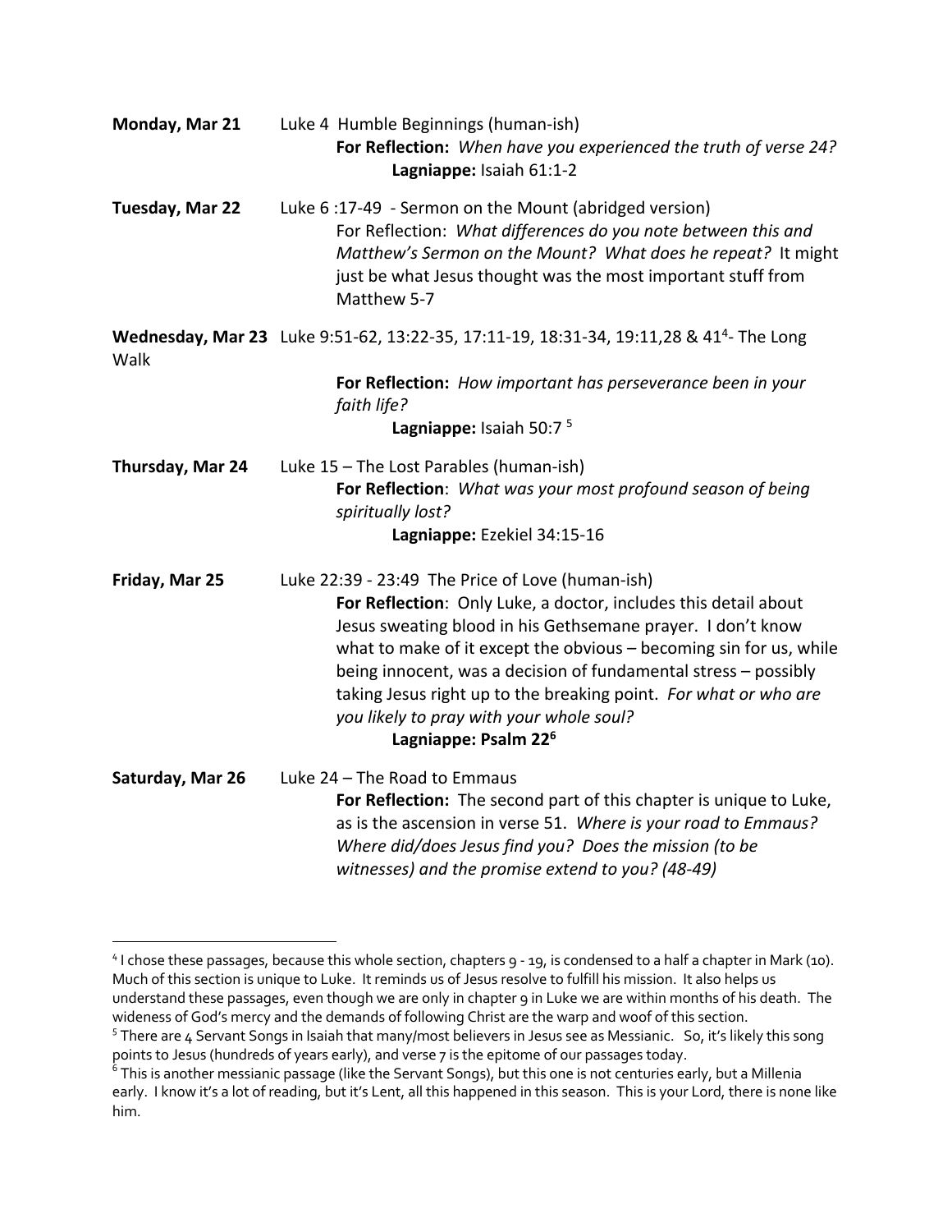**Monday, Mar 21** Luke 4 Humble Beginnings (human-ish)

**For Reflection:** *When have you experienced the truth of verse 24?*

**Lagniappe:** Isaiah 61:1-2

**Tuesday, Mar 22** Luke 6 :17-49 - Sermon on the Mount (abridged version)

For Reflection: *What differences do you note between this and Matthew's Sermon on the Mount? What does he repeat?* It might just be what Jesus thought was the most important stuff from Matthew 5-7

**Wednesday, Mar 23** Luke 9:51-62, 13:22-35, 17:11-19, 18:31-34, 19:11,28 & 41[4]- The Long Walk

**For Reflection:** *How important has perseverance been in your faith life?*

**Lagniappe:** Isaiah 50:7 [5]

**Thursday, Mar 24** Luke 15 – The Lost Parables (human-ish)

**For Reflection**: *What was your most profound season of being spiritually lost?*

**Lagniappe:** Ezekiel 34:15-16

**Friday, Mar 25** Luke 22:39 - 23:49 The Price of Love (human-ish)

**For Reflection**: Only Luke, a doctor, includes this detail about Jesus sweating blood in his Gethsemane prayer. I don't know what to make of it except the obvious – becoming sin for us, while being innocent, was a decision of fundamental stress – possibly taking Jesus right up to the breaking point. *For what or who are you likely to pray with your whole soul?*

**Lagniappe: Psalm 22[6]**

**Saturday, Mar 26** Luke 24 – The Road to Emmaus

**For Reflection:** The second part of this chapter is unique to Luke, as is the ascension in verse 51. *Where is your road to Emmaus? Where did/does Jesus find you? Does the mission (to be witnesses) and the promise extend to you? (48-49)*

---

[4] I chose these passages, because this whole section, chapters 9 - 19, is condensed to a half a chapter in Mark (10). Much of this section is unique to Luke. It reminds us of Jesus resolve to fulfill his mission. It also helps us understand these passages, even though we are only in chapter 9 in Luke we are within months of his death. The wideness of God's mercy and the demands of following Christ are the warp and woof of this section.

[5] There are 4 Servant Songs in Isaiah that many/most believers in Jesus see as Messianic. So, it's likely this song points to Jesus (hundreds of years early), and verse 7 is the epitome of our passages today.

[6] This is another messianic passage (like the Servant Songs), but this one is not centuries early, but a Millenia early. I know it's a lot of reading, but it's Lent, all this happened in this season. This is your Lord, there is none like him.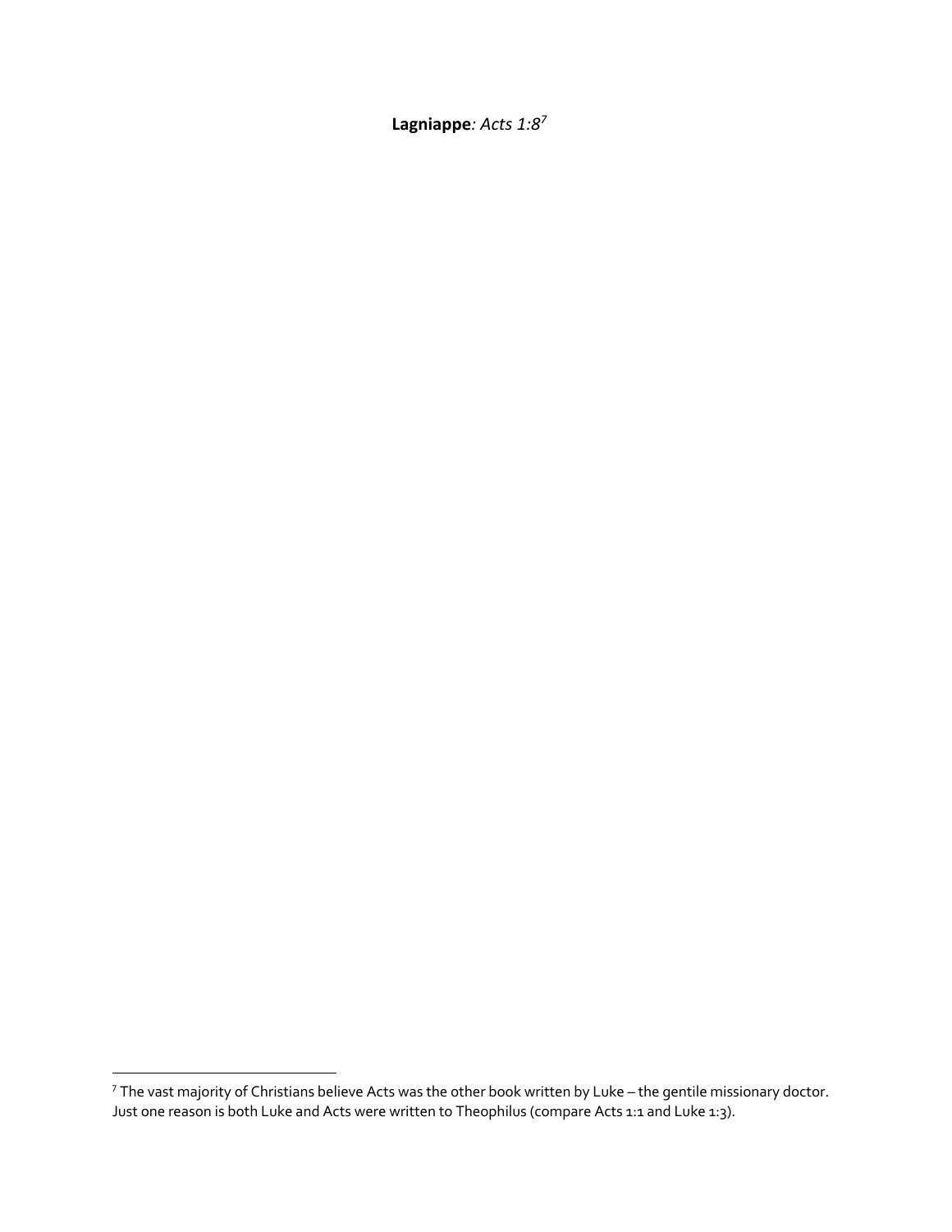**Lagniappe***: Acts 1:8*[7]

[7] The vast majority of Christians believe Acts was the other book written by Luke – the gentile missionary doctor. Just one reason is both Luke and Acts were written to Theophilus (compare Acts 1:1 and Luke 1:3).